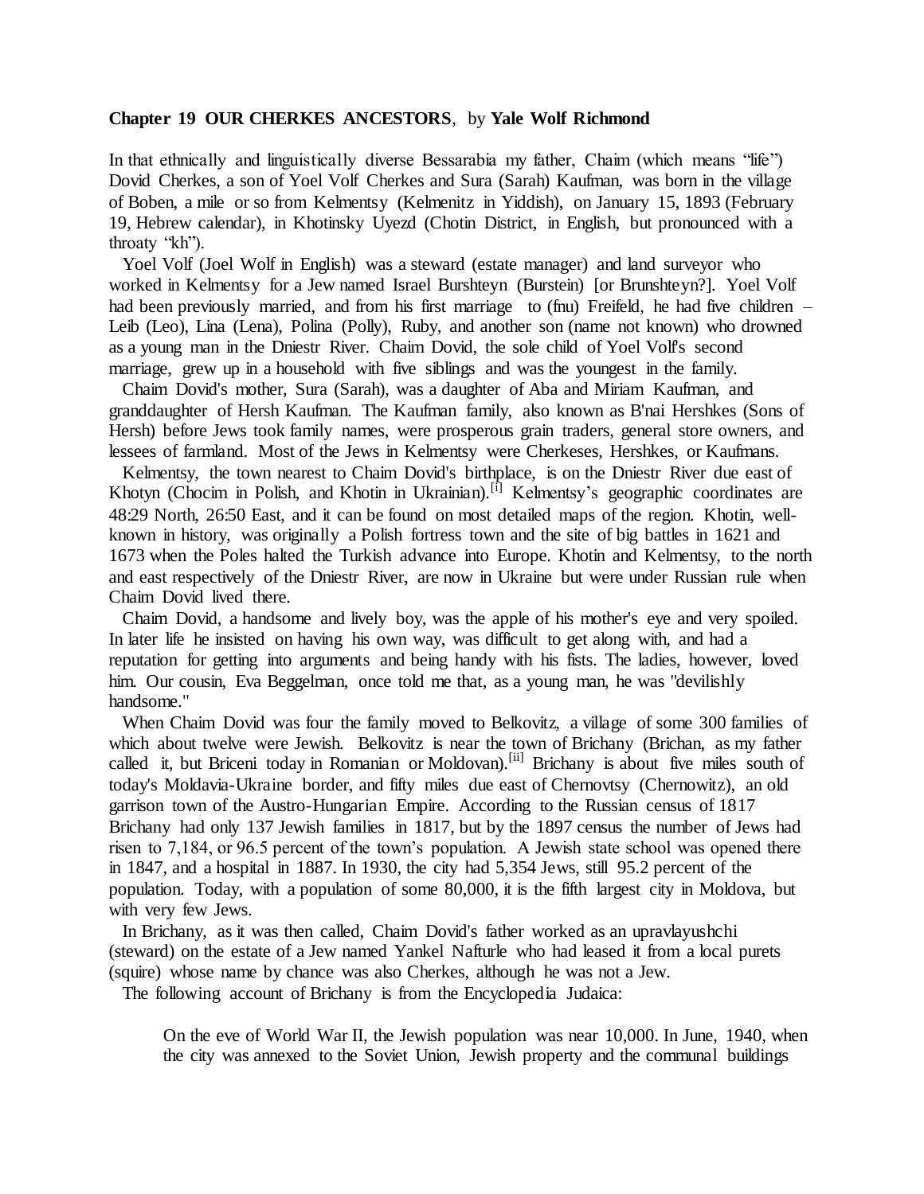**Chapter 19 OUR CHERKES ANCESTORS**, by **Yale Wolf Richmond**

In that ethnically and linguistically diverse Bessarabia my father, Chaim (which means "life") Dovid Cherkes, a son of Yoel Volf Cherkes and Sura (Sarah) Kaufman, was born in the village of Boben, a mile or so from Kelmentsy (Kelmenitz in Yiddish), on January 15, 1893 (February 19, Hebrew calendar), in Khotinsky Uyezd (Chotin District, in English, but pronounced with a throaty "kh").

Yoel Volf (Joel Wolf in English) was a steward (estate manager) and land surveyor who worked in Kelmentsy for a Jew named Israel Burshteyn (Burstein) [or Brunshteyn?]. Yoel Volf had been previously married, and from his first marriage to (fnu) Freifeld, he had five children – Leib (Leo), Lina (Lena), Polina (Polly), Ruby, and another son (name not known) who drowned as a young man in the Dniestr River. Chaim Dovid, the sole child of Yoel Volf's second marriage, grew up in a household with five siblings and was the youngest in the family.

Chaim Dovid's mother, Sura (Sarah), was a daughter of Aba and Miriam Kaufman, and granddaughter of Hersh Kaufman. The Kaufman family, also known as B'nai Hershkes (Sons of Hersh) before Jews took family names, were prosperous grain traders, general store owners, and lessees of farmland. Most of the Jews in Kelmentsy were Cherkeses, Hershkes, or Kaufmans.

Kelmentsy, the town nearest to Chaim Dovid's birthplace, is on the Dniestr River due east of Khotyn (Chocim in Polish, and Khotin in Ukrainian).[i] Kelmentsy's geographic coordinates are 48:29 North, 26:50 East, and it can be found on most detailed maps of the region. Khotin, well-known in history, was originally a Polish fortress town and the site of big battles in 1621 and 1673 when the Poles halted the Turkish advance into Europe. Khotin and Kelmentsy, to the north and east respectively of the Dniestr River, are now in Ukraine but were under Russian rule when Chaim Dovid lived there.

Chaim Dovid, a handsome and lively boy, was the apple of his mother's eye and very spoiled. In later life he insisted on having his own way, was difficult to get along with, and had a reputation for getting into arguments and being handy with his fists. The ladies, however, loved him. Our cousin, Eva Beggelman, once told me that, as a young man, he was "devilishly handsome."

When Chaim Dovid was four the family moved to Belkovitz, a village of some 300 families of which about twelve were Jewish. Belkovitz is near the town of Brichany (Brichan, as my father called it, but Briceni today in Romanian or Moldovan).[ii] Brichany is about five miles south of today's Moldavia-Ukraine border, and fifty miles due east of Chernovtsy (Chernowitz), an old garrison town of the Austro-Hungarian Empire. According to the Russian census of 1817 Brichany had only 137 Jewish families in 1817, but by the 1897 census the number of Jews had risen to 7,184, or 96.5 percent of the town's population. A Jewish state school was opened there in 1847, and a hospital in 1887. In 1930, the city had 5,354 Jews, still 95.2 percent of the population. Today, with a population of some 80,000, it is the fifth largest city in Moldova, but with very few Jews.

In Brichany, as it was then called, Chaim Dovid's father worked as an upravlayushchi (steward) on the estate of a Jew named Yankel Nafturle who had leased it from a local purets (squire) whose name by chance was also Cherkes, although he was not a Jew.

The following account of Brichany is from the Encyclopedia Judaica:

> On the eve of World War II, the Jewish population was near 10,000. In June, 1940, when the city was annexed to the Soviet Union, Jewish property and the communal buildings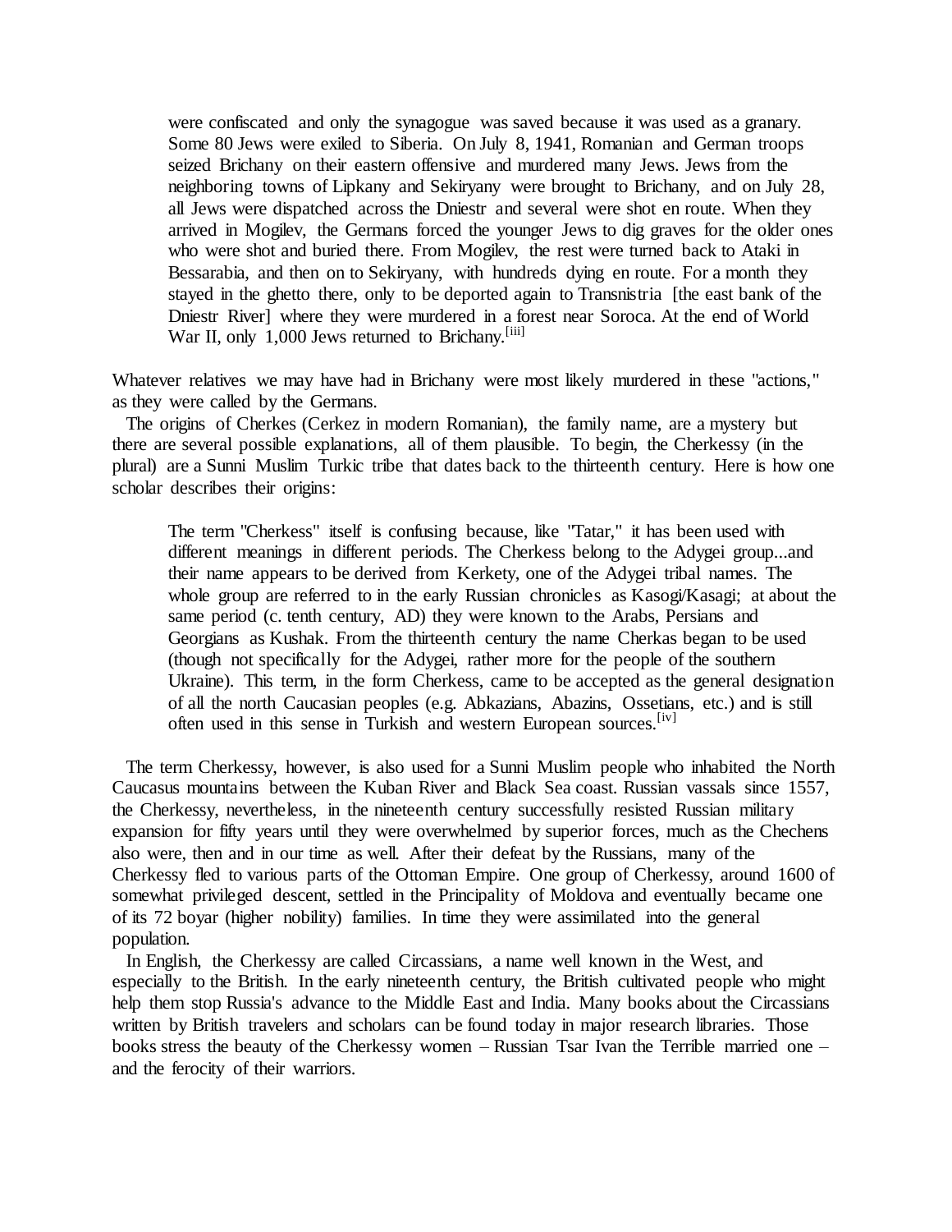> were confiscated and only the synagogue was saved because it was used as a granary. Some 80 Jews were exiled to Siberia. On July 8, 1941, Romanian and German troops seized Brichany on their eastern offensive and murdered many Jews. Jews from the neighboring towns of Lipkany and Sekiryany were brought to Brichany, and on July 28, all Jews were dispatched across the Dniestr and several were shot en route. When they arrived in Mogilev, the Germans forced the younger Jews to dig graves for the older ones who were shot and buried there. From Mogilev, the rest were turned back to Ataki in Bessarabia, and then on to Sekiryany, with hundreds dying en route. For a month they stayed in the ghetto there, only to be deported again to Transnistria [the east bank of the Dniestr River] where they were murdered in a forest near Soroca. At the end of World War II, only 1,000 Jews returned to Brichany.[iii]

Whatever relatives we may have had in Brichany were most likely murdered in these "actions," as they were called by the Germans.

The origins of Cherkes (Cerkez in modern Romanian), the family name, are a mystery but there are several possible explanations, all of them plausible. To begin, the Cherkessy (in the plural) are a Sunni Muslim Turkic tribe that dates back to the thirteenth century. Here is how one scholar describes their origins:

> The term "Cherkess" itself is confusing because, like "Tatar," it has been used with different meanings in different periods. The Cherkess belong to the Adygei group...and their name appears to be derived from Kerkety, one of the Adygei tribal names. The whole group are referred to in the early Russian chronicles as Kasogi/Kasagi; at about the same period (c. tenth century, AD) they were known to the Arabs, Persians and Georgians as Kushak. From the thirteenth century the name Cherkas began to be used (though not specifically for the Adygei, rather more for the people of the southern Ukraine). This term, in the form Cherkess, came to be accepted as the general designation of all the north Caucasian peoples (e.g. Abkazians, Abazins, Ossetians, etc.) and is still often used in this sense in Turkish and western European sources.[iv]

The term Cherkessy, however, is also used for a Sunni Muslim people who inhabited the North Caucasus mountains between the Kuban River and Black Sea coast. Russian vassals since 1557, the Cherkessy, nevertheless, in the nineteenth century successfully resisted Russian military expansion for fifty years until they were overwhelmed by superior forces, much as the Chechens also were, then and in our time as well. After their defeat by the Russians, many of the Cherkessy fled to various parts of the Ottoman Empire. One group of Cherkessy, around 1600 of somewhat privileged descent, settled in the Principality of Moldova and eventually became one of its 72 boyar (higher nobility) families. In time they were assimilated into the general population.

In English, the Cherkessy are called Circassians, a name well known in the West, and especially to the British. In the early nineteenth century, the British cultivated people who might help them stop Russia's advance to the Middle East and India. Many books about the Circassians written by British travelers and scholars can be found today in major research libraries. Those books stress the beauty of the Cherkessy women – Russian Tsar Ivan the Terrible married one – and the ferocity of their warriors.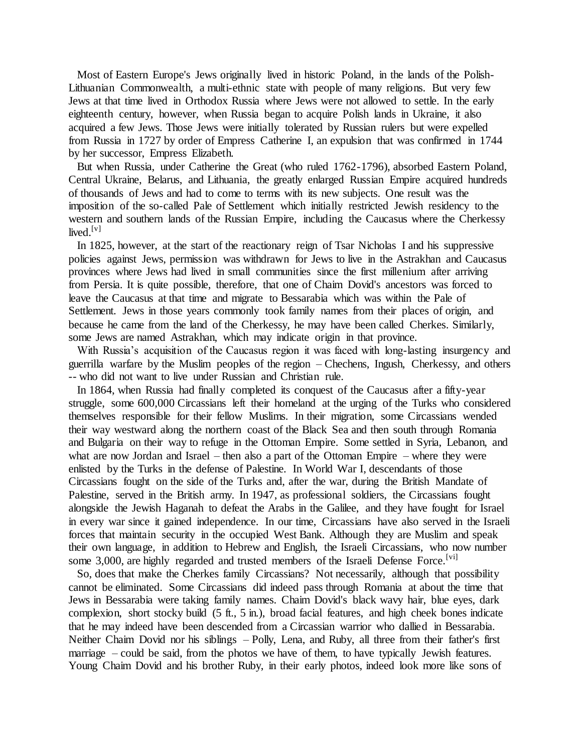Most of Eastern Europe's Jews originally lived in historic Poland, in the lands of the Polish-Lithuanian Commonwealth, a multi-ethnic state with people of many religions. But very few Jews at that time lived in Orthodox Russia where Jews were not allowed to settle. In the early eighteenth century, however, when Russia began to acquire Polish lands in Ukraine, it also acquired a few Jews. Those Jews were initially tolerated by Russian rulers but were expelled from Russia in 1727 by order of Empress Catherine I, an expulsion that was confirmed in 1744 by her successor, Empress Elizabeth.

But when Russia, under Catherine the Great (who ruled 1762-1796), absorbed Eastern Poland, Central Ukraine, Belarus, and Lithuania, the greatly enlarged Russian Empire acquired hundreds of thousands of Jews and had to come to terms with its new subjects. One result was the imposition of the so-called Pale of Settlement which initially restricted Jewish residency to the western and southern lands of the Russian Empire, including the Caucasus where the Cherkessy lived.[v]

In 1825, however, at the start of the reactionary reign of Tsar Nicholas I and his suppressive policies against Jews, permission was withdrawn for Jews to live in the Astrakhan and Caucasus provinces where Jews had lived in small communities since the first millenium after arriving from Persia. It is quite possible, therefore, that one of Chaim Dovid's ancestors was forced to leave the Caucasus at that time and migrate to Bessarabia which was within the Pale of Settlement. Jews in those years commonly took family names from their places of origin, and because he came from the land of the Cherkessy, he may have been called Cherkes. Similarly, some Jews are named Astrakhan, which may indicate origin in that province.

With Russia's acquisition of the Caucasus region it was faced with long-lasting insurgency and guerrilla warfare by the Muslim peoples of the region – Chechens, Ingush, Cherkessy, and others -- who did not want to live under Russian and Christian rule.

In 1864, when Russia had finally completed its conquest of the Caucasus after a fifty-year struggle, some 600,000 Circassians left their homeland at the urging of the Turks who considered themselves responsible for their fellow Muslims. In their migration, some Circassians wended their way westward along the northern coast of the Black Sea and then south through Romania and Bulgaria on their way to refuge in the Ottoman Empire. Some settled in Syria, Lebanon, and what are now Jordan and Israel – then also a part of the Ottoman Empire – where they were enlisted by the Turks in the defense of Palestine. In World War I, descendants of those Circassians fought on the side of the Turks and, after the war, during the British Mandate of Palestine, served in the British army. In 1947, as professional soldiers, the Circassians fought alongside the Jewish Haganah to defeat the Arabs in the Galilee, and they have fought for Israel in every war since it gained independence. In our time, Circassians have also served in the Israeli forces that maintain security in the occupied West Bank. Although they are Muslim and speak their own language, in addition to Hebrew and English, the Israeli Circassians, who now number some 3,000, are highly regarded and trusted members of the Israeli Defense Force.[vi]

So, does that make the Cherkes family Circassians? Not necessarily, although that possibility cannot be eliminated. Some Circassians did indeed pass through Romania at about the time that Jews in Bessarabia were taking family names. Chaim Dovid's black wavy hair, blue eyes, dark complexion, short stocky build (5 ft., 5 in.), broad facial features, and high cheek bones indicate that he may indeed have been descended from a Circassian warrior who dallied in Bessarabia. Neither Chaim Dovid nor his siblings – Polly, Lena, and Ruby, all three from their father's first marriage – could be said, from the photos we have of them, to have typically Jewish features. Young Chaim Dovid and his brother Ruby, in their early photos, indeed look more like sons of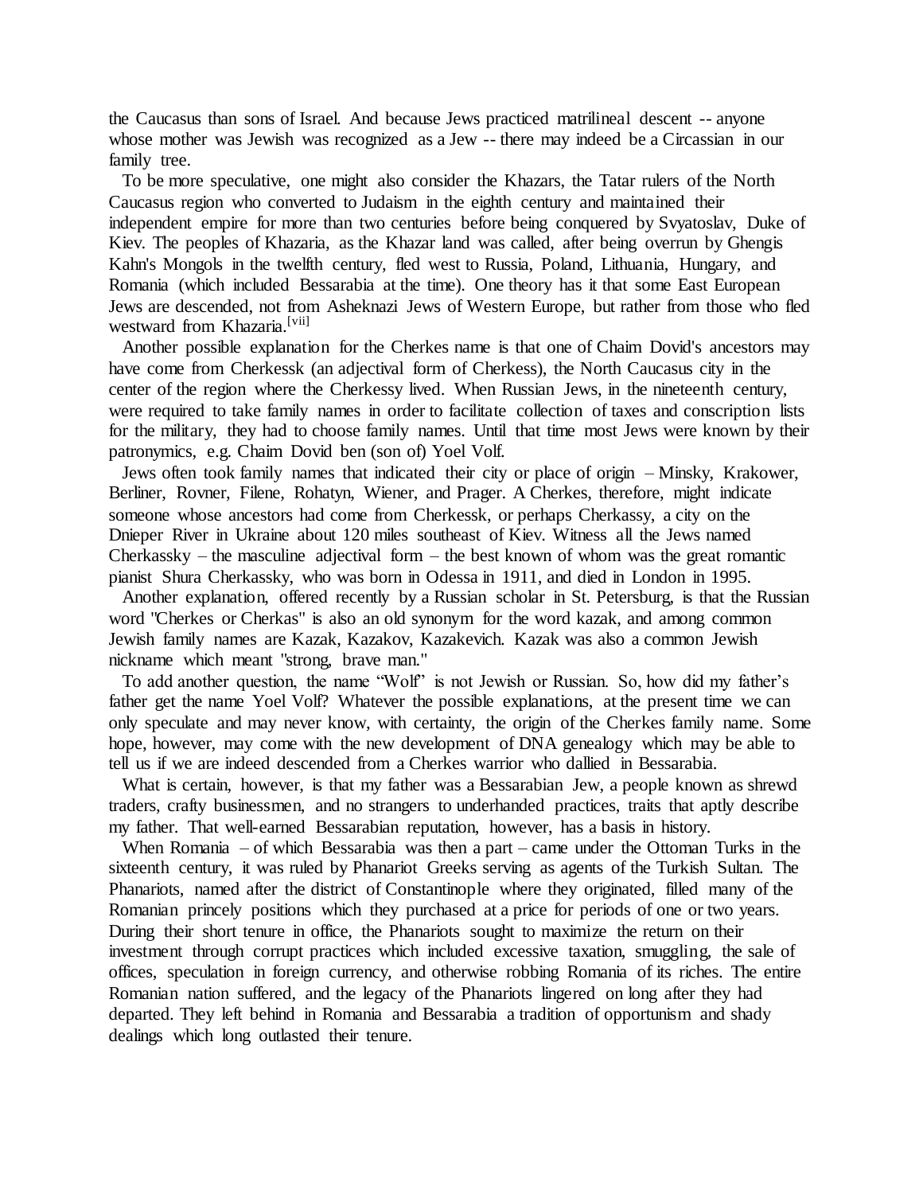the Caucasus than sons of Israel. And because Jews practiced matrilineal descent -- anyone whose mother was Jewish was recognized as a Jew -- there may indeed be a Circassian in our family tree.

To be more speculative, one might also consider the Khazars, the Tatar rulers of the North Caucasus region who converted to Judaism in the eighth century and maintained their independent empire for more than two centuries before being conquered by Svyatoslav, Duke of Kiev. The peoples of Khazaria, as the Khazar land was called, after being overrun by Ghengis Kahn's Mongols in the twelfth century, fled west to Russia, Poland, Lithuania, Hungary, and Romania (which included Bessarabia at the time). One theory has it that some East European Jews are descended, not from Asheknazi Jews of Western Europe, but rather from those who fled westward from Khazaria.[vii]

Another possible explanation for the Cherkes name is that one of Chaim Dovid's ancestors may have come from Cherkessk (an adjectival form of Cherkess), the North Caucasus city in the center of the region where the Cherkessy lived. When Russian Jews, in the nineteenth century, were required to take family names in order to facilitate collection of taxes and conscription lists for the military, they had to choose family names. Until that time most Jews were known by their patronymics, e.g. Chaim Dovid ben (son of) Yoel Volf.

Jews often took family names that indicated their city or place of origin – Minsky, Krakower, Berliner, Rovner, Filene, Rohatyn, Wiener, and Prager. A Cherkes, therefore, might indicate someone whose ancestors had come from Cherkessk, or perhaps Cherkassy, a city on the Dnieper River in Ukraine about 120 miles southeast of Kiev. Witness all the Jews named Cherkassky – the masculine adjectival form – the best known of whom was the great romantic pianist Shura Cherkassky, who was born in Odessa in 1911, and died in London in 1995.

Another explanation, offered recently by a Russian scholar in St. Petersburg, is that the Russian word "Cherkes or Cherkas" is also an old synonym for the word kazak, and among common Jewish family names are Kazak, Kazakov, Kazakevich. Kazak was also a common Jewish nickname which meant "strong, brave man."

To add another question, the name "Wolf" is not Jewish or Russian. So, how did my father's father get the name Yoel Volf? Whatever the possible explanations, at the present time we can only speculate and may never know, with certainty, the origin of the Cherkes family name. Some hope, however, may come with the new development of DNA genealogy which may be able to tell us if we are indeed descended from a Cherkes warrior who dallied in Bessarabia.

What is certain, however, is that my father was a Bessarabian Jew, a people known as shrewd traders, crafty businessmen, and no strangers to underhanded practices, traits that aptly describe my father. That well-earned Bessarabian reputation, however, has a basis in history.

When Romania – of which Bessarabia was then a part – came under the Ottoman Turks in the sixteenth century, it was ruled by Phanariot Greeks serving as agents of the Turkish Sultan. The Phanariots, named after the district of Constantinople where they originated, filled many of the Romanian princely positions which they purchased at a price for periods of one or two years. During their short tenure in office, the Phanariots sought to maximize the return on their investment through corrupt practices which included excessive taxation, smuggling, the sale of offices, speculation in foreign currency, and otherwise robbing Romania of its riches. The entire Romanian nation suffered, and the legacy of the Phanariots lingered on long after they had departed. They left behind in Romania and Bessarabia a tradition of opportunism and shady dealings which long outlasted their tenure.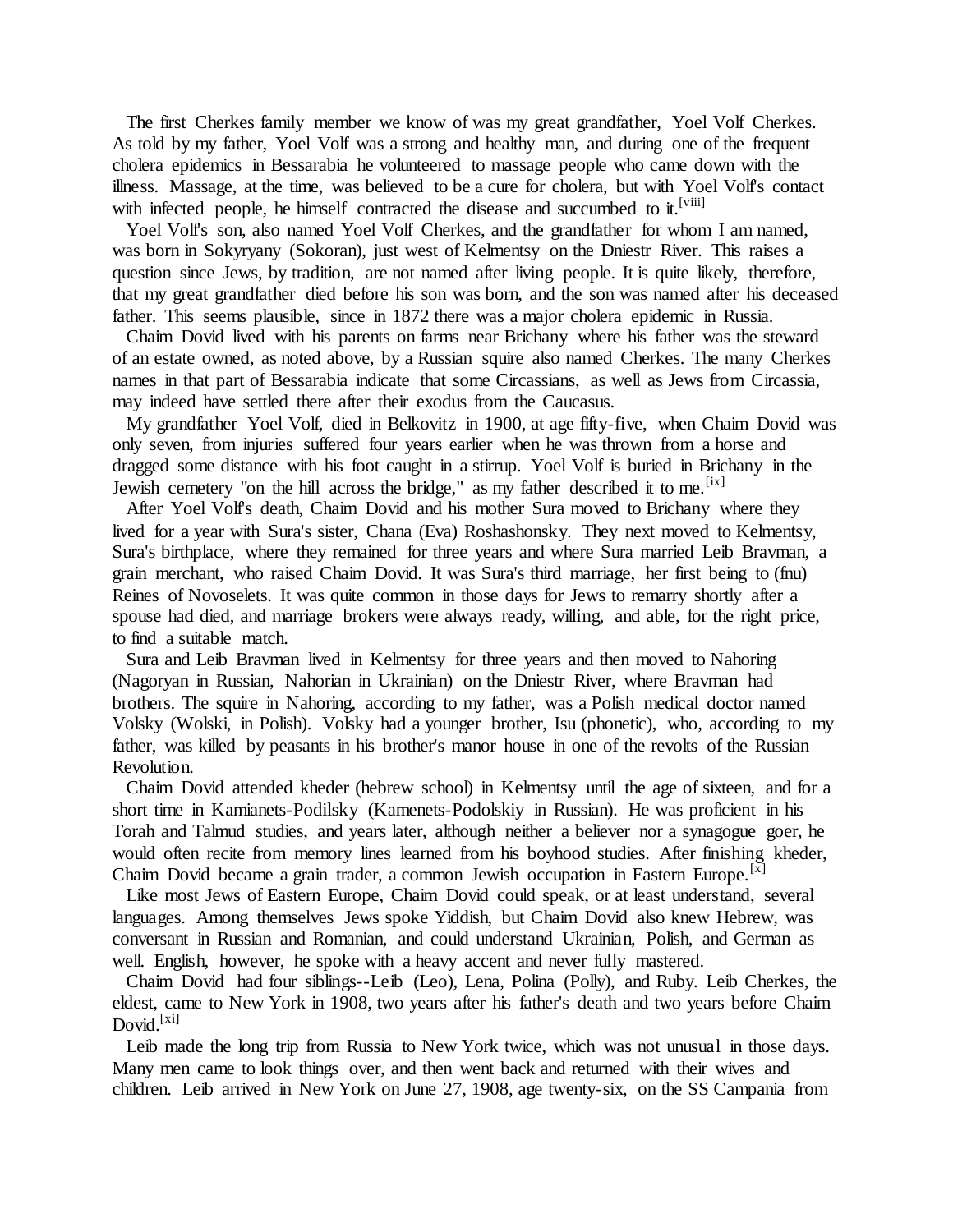The first Cherkes family member we know of was my great grandfather, Yoel Volf Cherkes. As told by my father, Yoel Volf was a strong and healthy man, and during one of the frequent cholera epidemics in Bessarabia he volunteered to massage people who came down with the illness. Massage, at the time, was believed to be a cure for cholera, but with Yoel Volf's contact with infected people, he himself contracted the disease and succumbed to it.[viii]

Yoel Volf's son, also named Yoel Volf Cherkes, and the grandfather for whom I am named, was born in Sokyryany (Sokoran), just west of Kelmentsy on the Dniestr River. This raises a question since Jews, by tradition, are not named after living people. It is quite likely, therefore, that my great grandfather died before his son was born, and the son was named after his deceased father. This seems plausible, since in 1872 there was a major cholera epidemic in Russia.

Chaim Dovid lived with his parents on farms near Brichany where his father was the steward of an estate owned, as noted above, by a Russian squire also named Cherkes. The many Cherkes names in that part of Bessarabia indicate that some Circassians, as well as Jews from Circassia, may indeed have settled there after their exodus from the Caucasus.

My grandfather Yoel Volf, died in Belkovitz in 1900, at age fifty-five, when Chaim Dovid was only seven, from injuries suffered four years earlier when he was thrown from a horse and dragged some distance with his foot caught in a stirrup. Yoel Volf is buried in Brichany in the Jewish cemetery "on the hill across the bridge," as my father described it to me.[ix]

After Yoel Volf's death, Chaim Dovid and his mother Sura moved to Brichany where they lived for a year with Sura's sister, Chana (Eva) Roshashonsky. They next moved to Kelmentsy, Sura's birthplace, where they remained for three years and where Sura married Leib Bravman, a grain merchant, who raised Chaim Dovid. It was Sura's third marriage, her first being to (fnu) Reines of Novoselets. It was quite common in those days for Jews to remarry shortly after a spouse had died, and marriage brokers were always ready, willing, and able, for the right price, to find a suitable match.

Sura and Leib Bravman lived in Kelmentsy for three years and then moved to Nahoring (Nagoryan in Russian, Nahorian in Ukrainian) on the Dniestr River, where Bravman had brothers. The squire in Nahoring, according to my father, was a Polish medical doctor named Volsky (Wolski, in Polish). Volsky had a younger brother, Isu (phonetic), who, according to my father, was killed by peasants in his brother's manor house in one of the revolts of the Russian Revolution.

Chaim Dovid attended kheder (hebrew school) in Kelmentsy until the age of sixteen, and for a short time in Kamianets-Podilsky (Kamenets-Podolskiy in Russian). He was proficient in his Torah and Talmud studies, and years later, although neither a believer nor a synagogue goer, he would often recite from memory lines learned from his boyhood studies. After finishing kheder, Chaim Dovid became a grain trader, a common Jewish occupation in Eastern Europe.[x]

Like most Jews of Eastern Europe, Chaim Dovid could speak, or at least understand, several languages. Among themselves Jews spoke Yiddish, but Chaim Dovid also knew Hebrew, was conversant in Russian and Romanian, and could understand Ukrainian, Polish, and German as well. English, however, he spoke with a heavy accent and never fully mastered.

Chaim Dovid had four siblings--Leib (Leo), Lena, Polina (Polly), and Ruby. Leib Cherkes, the eldest, came to New York in 1908, two years after his father's death and two years before Chaim Dovid.[xi]

Leib made the long trip from Russia to New York twice, which was not unusual in those days. Many men came to look things over, and then went back and returned with their wives and children. Leib arrived in New York on June 27, 1908, age twenty-six, on the SS Campania from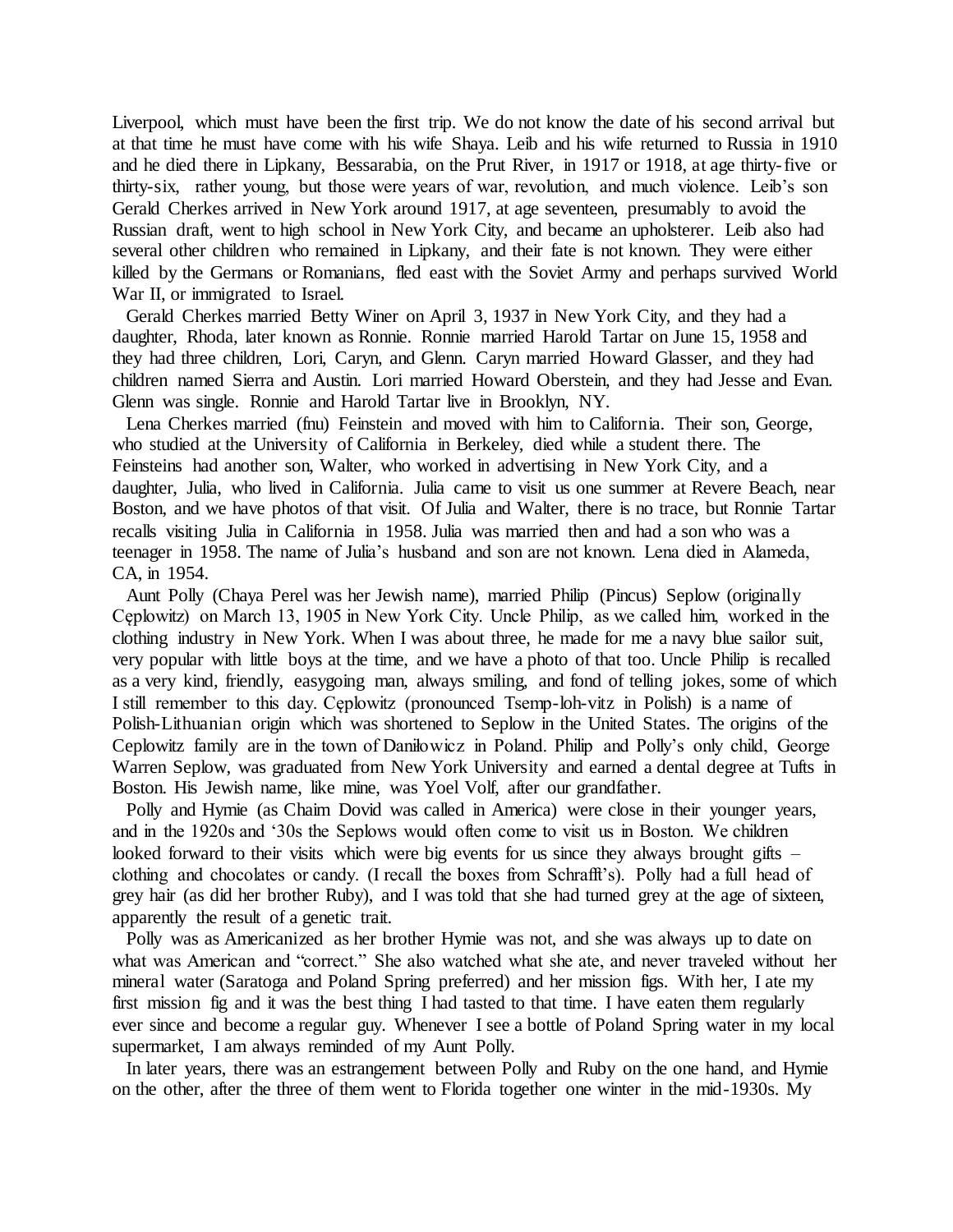Liverpool, which must have been the first trip. We do not know the date of his second arrival but at that time he must have come with his wife Shaya. Leib and his wife returned to Russia in 1910 and he died there in Lipkany, Bessarabia, on the Prut River, in 1917 or 1918, at age thirty-five or thirty-six, rather young, but those were years of war, revolution, and much violence. Leib's son Gerald Cherkes arrived in New York around 1917, at age seventeen, presumably to avoid the Russian draft, went to high school in New York City, and became an upholsterer. Leib also had several other children who remained in Lipkany, and their fate is not known. They were either killed by the Germans or Romanians, fled east with the Soviet Army and perhaps survived World War II, or immigrated to Israel.

Gerald Cherkes married Betty Winer on April 3, 1937 in New York City, and they had a daughter, Rhoda, later known as Ronnie. Ronnie married Harold Tartar on June 15, 1958 and they had three children, Lori, Caryn, and Glenn. Caryn married Howard Glasser, and they had children named Sierra and Austin. Lori married Howard Oberstein, and they had Jesse and Evan. Glenn was single. Ronnie and Harold Tartar live in Brooklyn, NY.

Lena Cherkes married (fnu) Feinstein and moved with him to California. Their son, George, who studied at the University of California in Berkeley, died while a student there. The Feinsteins had another son, Walter, who worked in advertising in New York City, and a daughter, Julia, who lived in California. Julia came to visit us one summer at Revere Beach, near Boston, and we have photos of that visit. Of Julia and Walter, there is no trace, but Ronnie Tartar recalls visiting Julia in California in 1958. Julia was married then and had a son who was a teenager in 1958. The name of Julia's husband and son are not known. Lena died in Alameda, CA, in 1954.

Aunt Polly (Chaya Perel was her Jewish name), married Philip (Pincus) Seplow (originally Cęplowitz) on March 13, 1905 in New York City. Uncle Philip, as we called him, worked in the clothing industry in New York. When I was about three, he made for me a navy blue sailor suit, very popular with little boys at the time, and we have a photo of that too. Uncle Philip is recalled as a very kind, friendly, easygoing man, always smiling, and fond of telling jokes, some of which I still remember to this day. Cęplowitz (pronounced Tsemp-loh-vitz in Polish) is a name of Polish-Lithuanian origin which was shortened to Seplow in the United States. The origins of the Ceplowitz family are in the town of Daniłowicz in Poland. Philip and Polly's only child, George Warren Seplow, was graduated from New York University and earned a dental degree at Tufts in Boston. His Jewish name, like mine, was Yoel Volf, after our grandfather.

Polly and Hymie (as Chaim Dovid was called in America) were close in their younger years, and in the 1920s and '30s the Seplows would often come to visit us in Boston. We children looked forward to their visits which were big events for us since they always brought gifts – clothing and chocolates or candy. (I recall the boxes from Schrafft's). Polly had a full head of grey hair (as did her brother Ruby), and I was told that she had turned grey at the age of sixteen, apparently the result of a genetic trait.

Polly was as Americanized as her brother Hymie was not, and she was always up to date on what was American and "correct." She also watched what she ate, and never traveled without her mineral water (Saratoga and Poland Spring preferred) and her mission figs. With her, I ate my first mission fig and it was the best thing I had tasted to that time. I have eaten them regularly ever since and become a regular guy. Whenever I see a bottle of Poland Spring water in my local supermarket, I am always reminded of my Aunt Polly.

In later years, there was an estrangement between Polly and Ruby on the one hand, and Hymie on the other, after the three of them went to Florida together one winter in the mid-1930s. My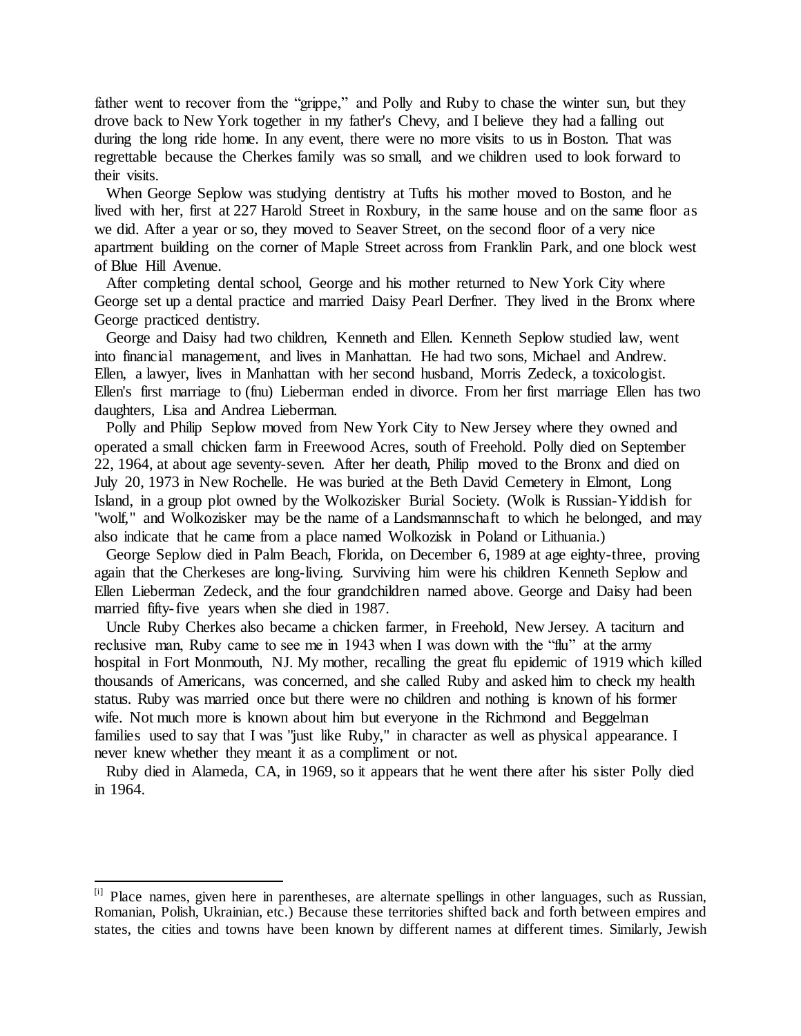father went to recover from the "grippe," and Polly and Ruby to chase the winter sun, but they drove back to New York together in my father's Chevy, and I believe they had a falling out during the long ride home. In any event, there were no more visits to us in Boston. That was regrettable because the Cherkes family was so small, and we children used to look forward to their visits.

When George Seplow was studying dentistry at Tufts his mother moved to Boston, and he lived with her, first at 227 Harold Street in Roxbury, in the same house and on the same floor as we did. After a year or so, they moved to Seaver Street, on the second floor of a very nice apartment building on the corner of Maple Street across from Franklin Park, and one block west of Blue Hill Avenue.

After completing dental school, George and his mother returned to New York City where George set up a dental practice and married Daisy Pearl Derfner. They lived in the Bronx where George practiced dentistry.

George and Daisy had two children, Kenneth and Ellen. Kenneth Seplow studied law, went into financial management, and lives in Manhattan. He had two sons, Michael and Andrew. Ellen, a lawyer, lives in Manhattan with her second husband, Morris Zedeck, a toxicologist. Ellen's first marriage to (fnu) Lieberman ended in divorce. From her first marriage Ellen has two daughters, Lisa and Andrea Lieberman.

Polly and Philip Seplow moved from New York City to New Jersey where they owned and operated a small chicken farm in Freewood Acres, south of Freehold. Polly died on September 22, 1964, at about age seventy-seven. After her death, Philip moved to the Bronx and died on July 20, 1973 in New Rochelle. He was buried at the Beth David Cemetery in Elmont, Long Island, in a group plot owned by the Wolkozisker Burial Society. (Wolk is Russian-Yiddish for "wolf," and Wolkozisker may be the name of a Landsmannschaft to which he belonged, and may also indicate that he came from a place named Wolkozisk in Poland or Lithuania.)

George Seplow died in Palm Beach, Florida, on December 6, 1989 at age eighty-three, proving again that the Cherkeses are long-living. Surviving him were his children Kenneth Seplow and Ellen Lieberman Zedeck, and the four grandchildren named above. George and Daisy had been married fifty-five years when she died in 1987.

Uncle Ruby Cherkes also became a chicken farmer, in Freehold, New Jersey. A taciturn and reclusive man, Ruby came to see me in 1943 when I was down with the "flu" at the army hospital in Fort Monmouth, NJ. My mother, recalling the great flu epidemic of 1919 which killed thousands of Americans, was concerned, and she called Ruby and asked him to check my health status. Ruby was married once but there were no children and nothing is known of his former wife. Not much more is known about him but everyone in the Richmond and Beggelman families used to say that I was "just like Ruby," in character as well as physical appearance. I never knew whether they meant it as a compliment or not.

Ruby died in Alameda, CA, in 1969, so it appears that he went there after his sister Polly died in 1964.

---

[i] Place names, given here in parentheses, are alternate spellings in other languages, such as Russian, Romanian, Polish, Ukrainian, etc.) Because these territories shifted back and forth between empires and states, the cities and towns have been known by different names at different times. Similarly, Jewish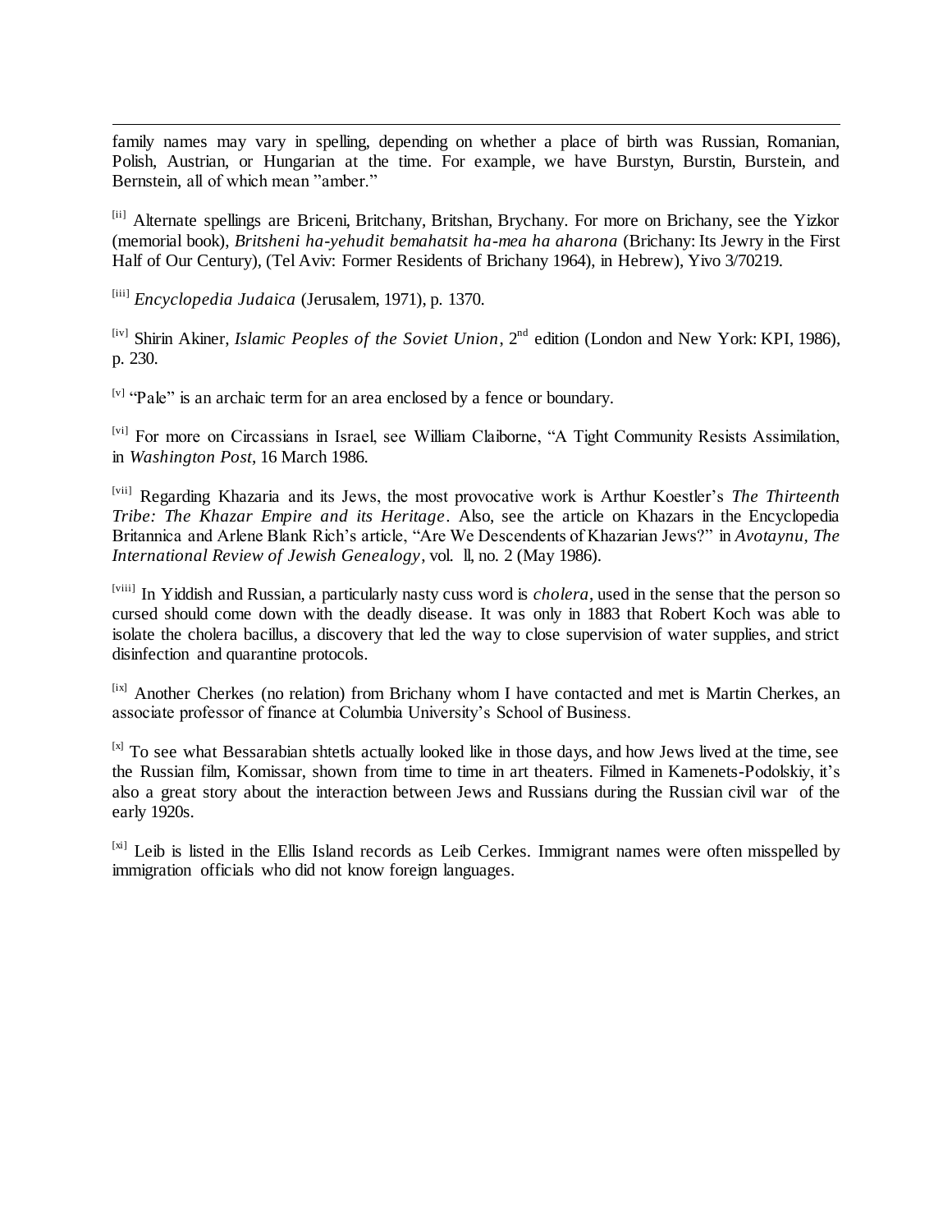family names may vary in spelling, depending on whether a place of birth was Russian, Romanian, Polish, Austrian, or Hungarian at the time. For example, we have Burstyn, Burstin, Burstein, and Bernstein, all of which mean "amber."

[ii] Alternate spellings are Briceni, Britchany, Britshan, Brychany. For more on Brichany, see the Yizkor (memorial book), *Britsheni ha-yehudit bemahatsit ha-mea ha aharona* (Brichany: Its Jewry in the First Half of Our Century), (Tel Aviv: Former Residents of Brichany 1964), in Hebrew), Yivo 3/70219.

[iii] *Encyclopedia Judaica* (Jerusalem, 1971), p. 1370.

[iv] Shirin Akiner, *Islamic Peoples of the Soviet Union*, 2nd edition (London and New York: KPI, 1986), p. 230.

[v] "Pale" is an archaic term for an area enclosed by a fence or boundary.

[vi] For more on Circassians in Israel, see William Claiborne, "A Tight Community Resists Assimilation, in *Washington Post*, 16 March 1986.

[vii] Regarding Khazaria and its Jews, the most provocative work is Arthur Koestler's *The Thirteenth Tribe: The Khazar Empire and its Heritage*. Also, see the article on Khazars in the Encyclopedia Britannica and Arlene Blank Rich's article, "Are We Descendents of Khazarian Jews?" in *Avotaynu, The International Review of Jewish Genealogy*, vol. ll, no. 2 (May 1986).

[viii] In Yiddish and Russian, a particularly nasty cuss word is *cholera*, used in the sense that the person so cursed should come down with the deadly disease. It was only in 1883 that Robert Koch was able to isolate the cholera bacillus, a discovery that led the way to close supervision of water supplies, and strict disinfection and quarantine protocols.

[ix] Another Cherkes (no relation) from Brichany whom I have contacted and met is Martin Cherkes, an associate professor of finance at Columbia University's School of Business.

[x] To see what Bessarabian shtetls actually looked like in those days, and how Jews lived at the time, see the Russian film, Komissar, shown from time to time in art theaters. Filmed in Kamenets-Podolskiy, it's also a great story about the interaction between Jews and Russians during the Russian civil war of the early 1920s.

[xi] Leib is listed in the Ellis Island records as Leib Cerkes. Immigrant names were often misspelled by immigration officials who did not know foreign languages.